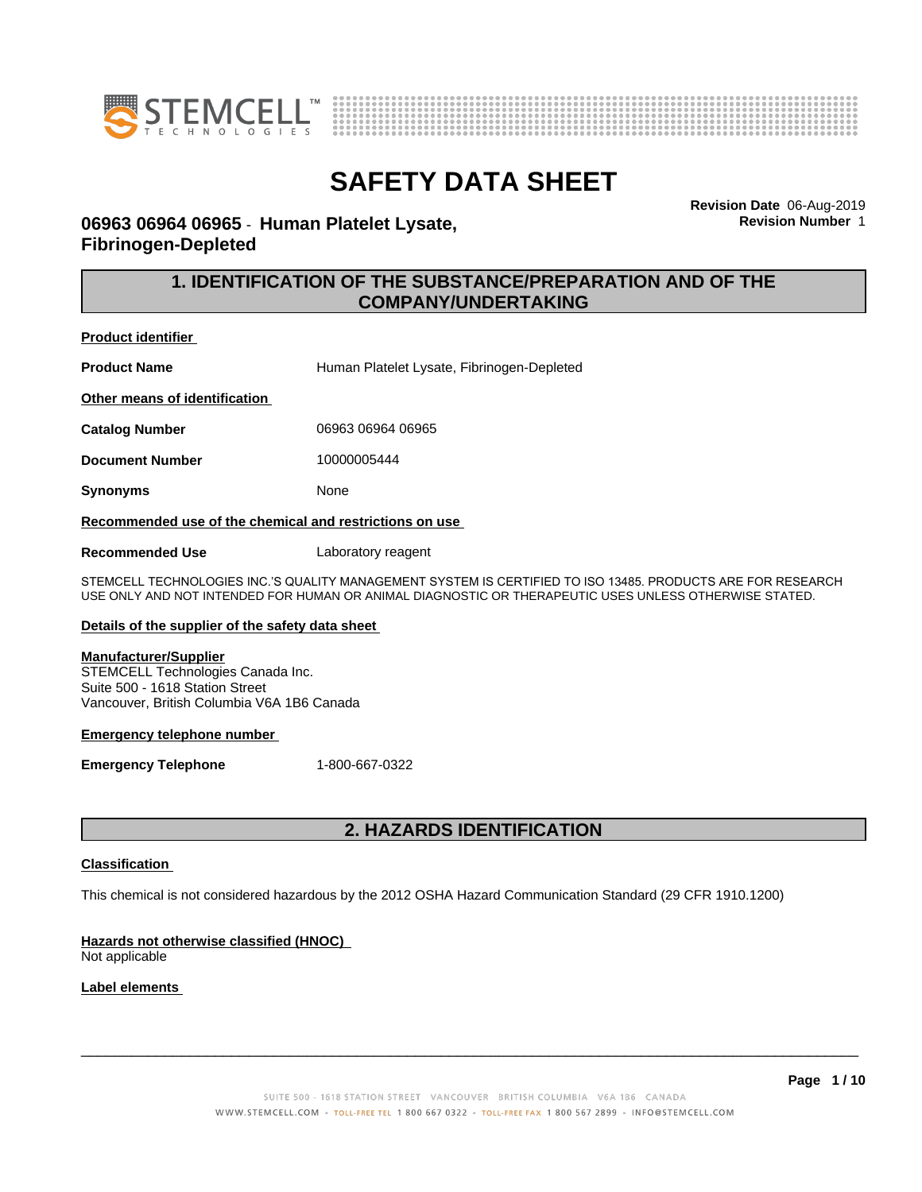# SAFETY DATA SHEET

## 06963 06964 06965 - Human Platelet Lysate, Fibrinogen-Depleted

**Revision Date** 06-Aug-2019
**Revision Number** 1

## 1. IDENTIFICATION OF THE SUBSTANCE/PREPARATION AND OF THE COMPANY/UNDERTAKING

**Product identifier**

**Product Name** Human Platelet Lysate, Fibrinogen-Depleted

**Other means of identification**

**Catalog Number** 06963 06964 06965

**Document Number** 10000005444

**Synonyms** None

**Recommended use of the chemical and restrictions on use**

**Recommended Use** Laboratory reagent

STEMCELL TECHNOLOGIES INC.'S QUALITY MANAGEMENT SYSTEM IS CERTIFIED TO ISO 13485. PRODUCTS ARE FOR RESEARCH USE ONLY AND NOT INTENDED FOR HUMAN OR ANIMAL DIAGNOSTIC OR THERAPEUTIC USES UNLESS OTHERWISE STATED.

**Details of the supplier of the safety data sheet**

**Manufacturer/Supplier**
STEMCELL Technologies Canada Inc.
Suite 500 - 1618 Station Street
Vancouver, British Columbia V6A 1B6 Canada

**Emergency telephone number**

**Emergency Telephone** 1-800-667-0322

## 2. HAZARDS IDENTIFICATION

**Classification**

This chemical is not considered hazardous by the 2012 OSHA Hazard Communication Standard (29 CFR 1910.1200)

**Hazards not otherwise classified (HNOC)**
Not applicable

**Label elements**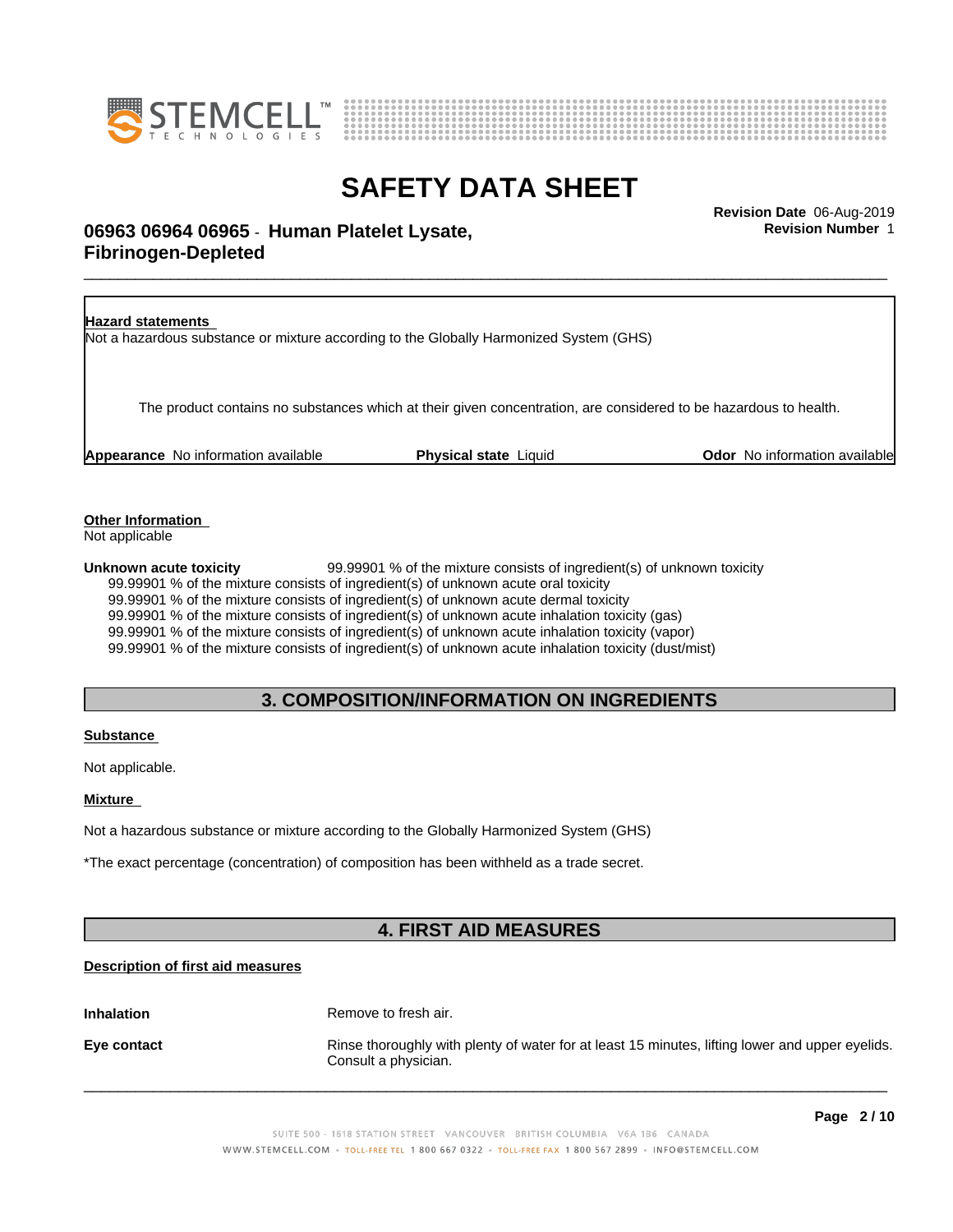**Hazard statements**

Not a hazardous substance or mixture according to the Globally Harmonized System (GHS)

The product contains no substances which at their given concentration, are considered to be hazardous to health.

**Appearance** No information available **Physical state** Liquid **Odor** No information available

**Other Information**

Not applicable

**Unknown acute toxicity** 99.99901 % of the mixture consists of ingredient(s) of unknown toxicity

99.99901 % of the mixture consists of ingredient(s) of unknown acute oral toxicity
99.99901 % of the mixture consists of ingredient(s) of unknown acute dermal toxicity
99.99901 % of the mixture consists of ingredient(s) of unknown acute inhalation toxicity (gas)
99.99901 % of the mixture consists of ingredient(s) of unknown acute inhalation toxicity (vapor)
99.99901 % of the mixture consists of ingredient(s) of unknown acute inhalation toxicity (dust/mist)

## 3. COMPOSITION/INFORMATION ON INGREDIENTS

**Substance**

Not applicable.

**Mixture**

Not a hazardous substance or mixture according to the Globally Harmonized System (GHS)

*The exact percentage (concentration) of composition has been withheld as a trade secret.

## 4. FIRST AID MEASURES

**Description of first aid measures**

**Inhalation** Remove to fresh air.

**Eye contact** Rinse thoroughly with plenty of water for at least 15 minutes, lifting lower and upper eyelids. Consult a physician.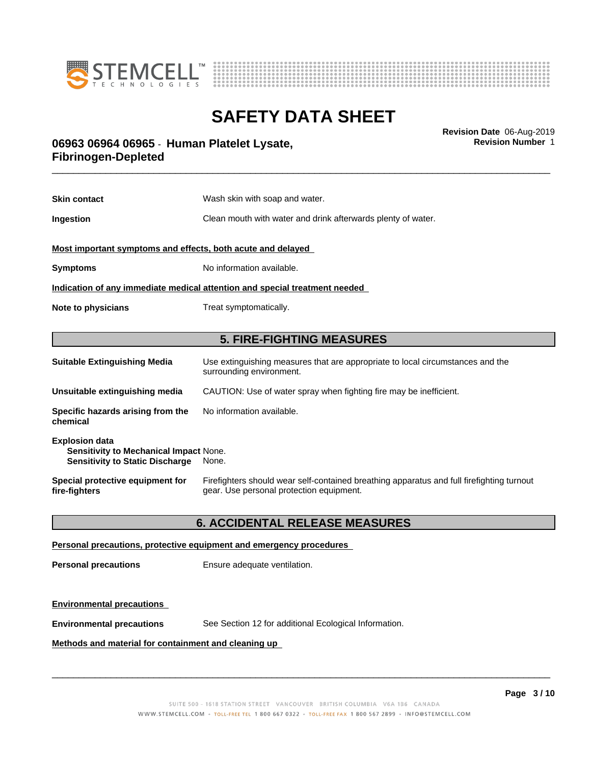**Skin contact** Wash skin with soap and water.

**Ingestion** Clean mouth with water and drink afterwards plenty of water.

**Most important symptoms and effects, both acute and delayed**

**Symptoms** No information available.

**Indication of any immediate medical attention and special treatment needed**

**Note to physicians** Treat symptomatically.

## 5. FIRE-FIGHTING MEASURES

**Suitable Extinguishing Media** Use extinguishing measures that are appropriate to local circumstances and the surrounding environment.

**Unsuitable extinguishing media** CAUTION: Use of water spray when fighting fire may be inefficient.

**Specific hazards arising from the chemical** No information available.

**Explosion data**
**Sensitivity to Mechanical Impact** None.
**Sensitivity to Static Discharge** None.

**Special protective equipment for fire-fighters** Firefighters should wear self-contained breathing apparatus and full firefighting turnout gear. Use personal protection equipment.

## 6. ACCIDENTAL RELEASE MEASURES

**Personal precautions, protective equipment and emergency procedures**

**Personal precautions** Ensure adequate ventilation.

**Environmental precautions**

**Environmental precautions** See Section 12 for additional Ecological Information.

**Methods and material for containment and cleaning up**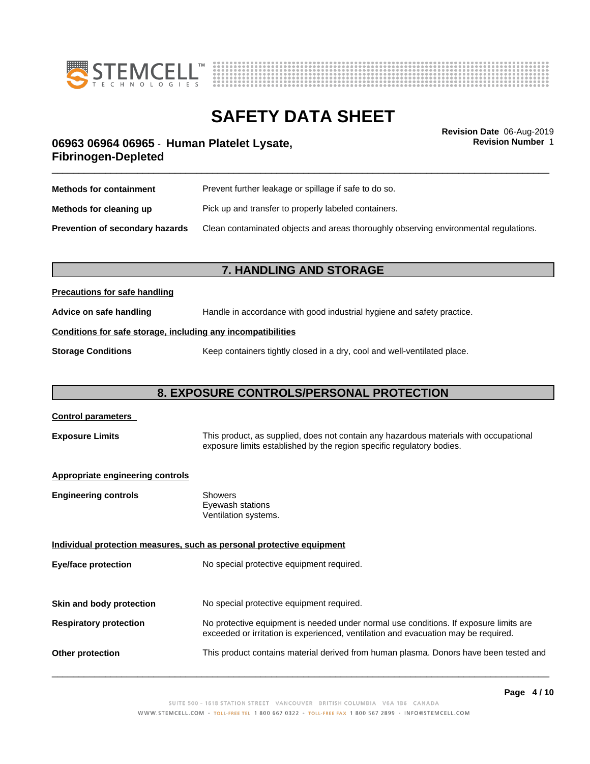| | |
|---|---|
| **Methods for containment** | Prevent further leakage or spillage if safe to do so. |
| **Methods for cleaning up** | Pick up and transfer to properly labeled containers. |
| **Prevention of secondary hazards** | Clean contaminated objects and areas thoroughly observing environmental regulations. |

## 7. HANDLING AND STORAGE

**Precautions for safe handling**

| | |
|---|---|
| **Advice on safe handling** | Handle in accordance with good industrial hygiene and safety practice. |

**Conditions for safe storage, including any incompatibilities**

| | |
|---|---|
| **Storage Conditions** | Keep containers tightly closed in a dry, cool and well-ventilated place. |

## 8. EXPOSURE CONTROLS/PERSONAL PROTECTION

**Control parameters**

| | |
|---|---|
| **Exposure Limits** | This product, as supplied, does not contain any hazardous materials with occupational exposure limits established by the region specific regulatory bodies. |

**Appropriate engineering controls**

| | |
|---|---|
| **Engineering controls** | Showers<br>Eyewash stations<br>Ventilation systems. |

**Individual protection measures, such as personal protective equipment**

| | |
|---|---|
| **Eye/face protection** | No special protective equipment required. |
| **Skin and body protection** | No special protective equipment required. |
| **Respiratory protection** | No protective equipment is needed under normal use conditions. If exposure limits are exceeded or irritation is experienced, ventilation and evacuation may be required. |
| **Other protection** | This product contains material derived from human plasma. Donors have been tested and |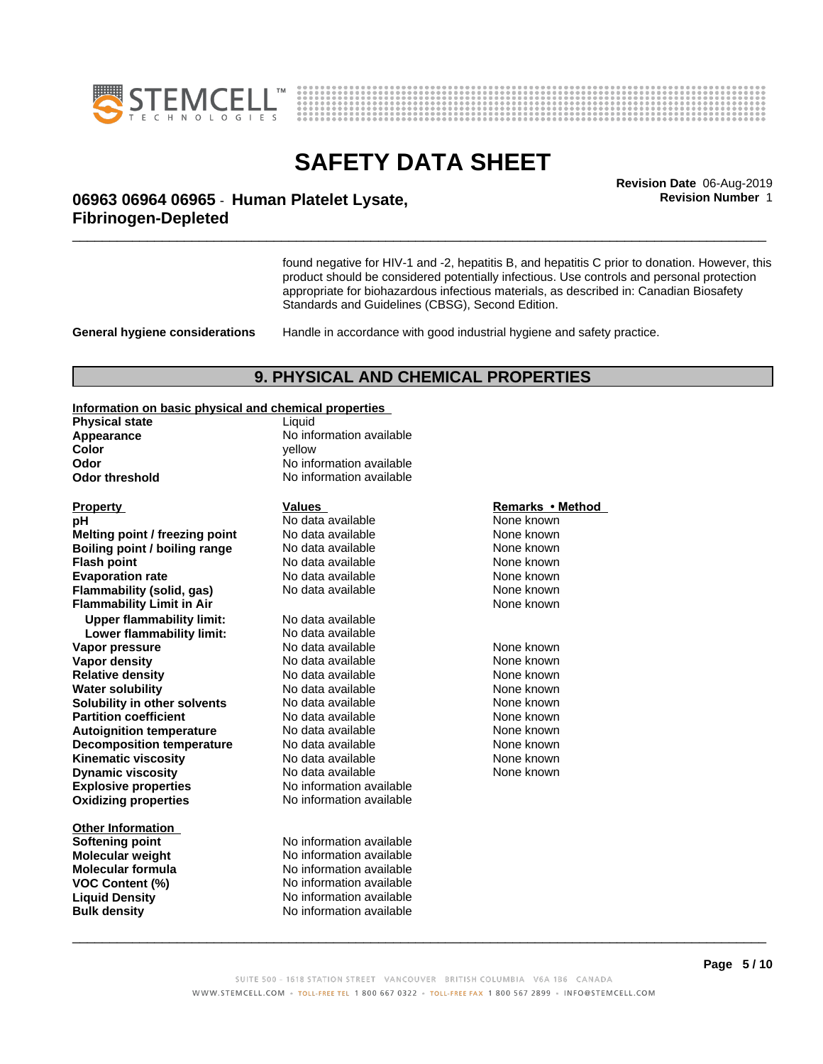found negative for HIV-1 and -2, hepatitis B, and hepatitis C prior to donation. However, this product should be considered potentially infectious. Use controls and personal protection appropriate for biohazardous infectious materials, as described in: Canadian Biosafety Standards and Guidelines (CBSG), Second Edition.

**General hygiene considerations** Handle in accordance with good industrial hygiene and safety practice.

## 9. PHYSICAL AND CHEMICAL PROPERTIES

**Information on basic physical and chemical properties**

| | |
|---|---|
| **Physical state** | Liquid |
| **Appearance** | No information available |
| **Color** | yellow |
| **Odor** | No information available |
| **Odor threshold** | No information available |

| Property | Values | Remarks • Method |
|---|---|---|
| **pH** | No data available | None known |
| **Melting point / freezing point** | No data available | None known |
| **Boiling point / boiling range** | No data available | None known |
| **Flash point** | No data available | None known |
| **Evaporation rate** | No data available | None known |
| **Flammability (solid, gas)** | No data available | None known |
| **Flammability Limit in Air** | | None known |
| **Upper flammability limit:** | No data available | |
| **Lower flammability limit:** | No data available | |
| **Vapor pressure** | No data available | None known |
| **Vapor density** | No data available | None known |
| **Relative density** | No data available | None known |
| **Water solubility** | No data available | None known |
| **Solubility in other solvents** | No data available | None known |
| **Partition coefficient** | No data available | None known |
| **Autoignition temperature** | No data available | None known |
| **Decomposition temperature** | No data available | None known |
| **Kinematic viscosity** | No data available | None known |
| **Dynamic viscosity** | No data available | None known |
| **Explosive properties** | No information available | |
| **Oxidizing properties** | No information available | |

**Other Information**

| | |
|---|---|
| **Softening point** | No information available |
| **Molecular weight** | No information available |
| **Molecular formula** | No information available |
| **VOC Content (%)** | No information available |
| **Liquid Density** | No information available |
| **Bulk density** | No information available |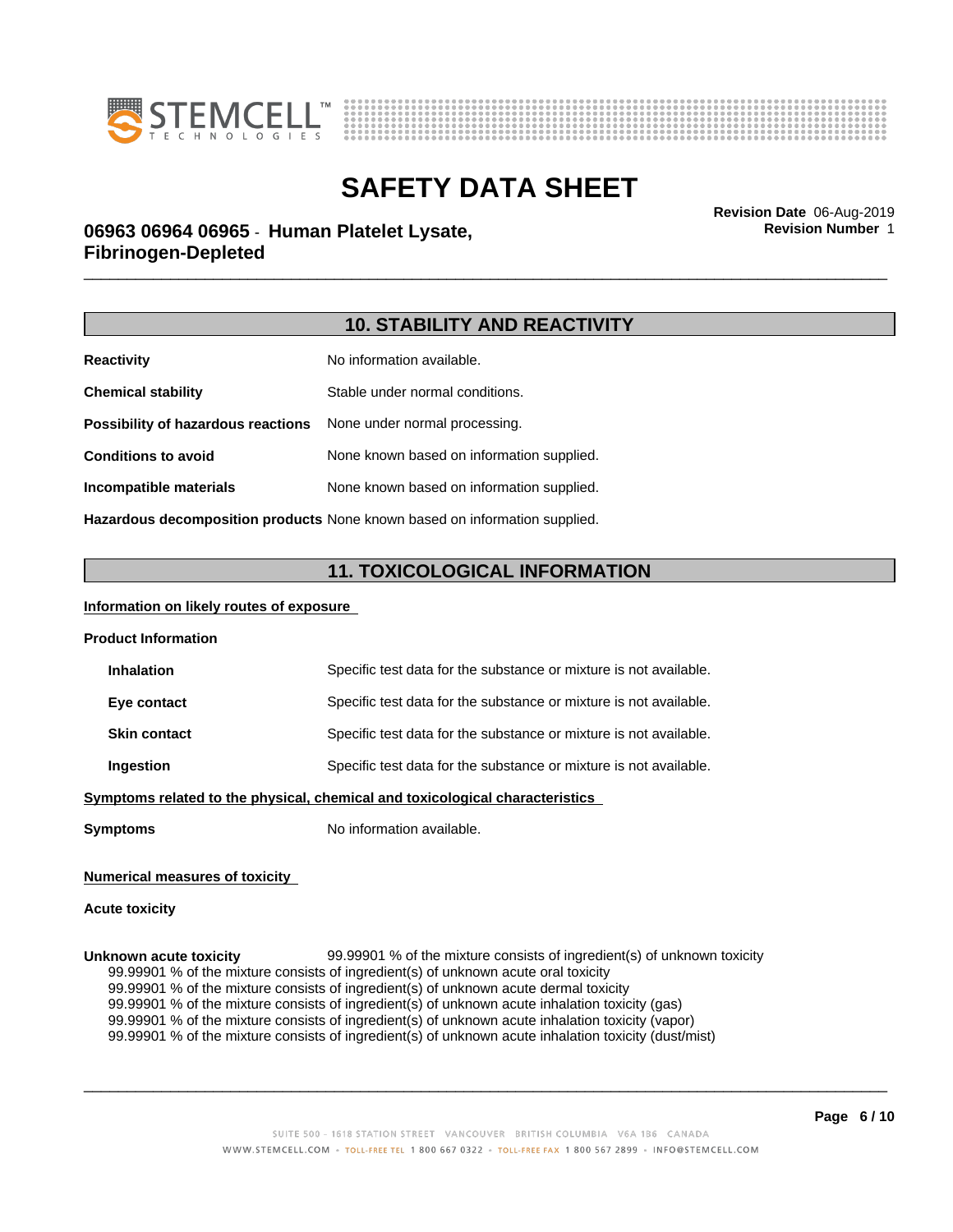## 10. STABILITY AND REACTIVITY

| | |
|---|---|
| **Reactivity** | No information available. |
| **Chemical stability** | Stable under normal conditions. |
| **Possibility of hazardous reactions** | None under normal processing. |
| **Conditions to avoid** | None known based on information supplied. |
| **Incompatible materials** | None known based on information supplied. |
| **Hazardous decomposition products** | None known based on information supplied. |

## 11. TOXICOLOGICAL INFORMATION

**Information on likely routes of exposure**

**Product Information**

| | |
|---|---|
| **Inhalation** | Specific test data for the substance or mixture is not available. |
| **Eye contact** | Specific test data for the substance or mixture is not available. |
| **Skin contact** | Specific test data for the substance or mixture is not available. |
| **Ingestion** | Specific test data for the substance or mixture is not available. |

**Symptoms related to the physical, chemical and toxicological characteristics**

**Symptoms** No information available.

**Numerical measures of toxicity**

**Acute toxicity**

**Unknown acute toxicity** 99.99901 % of the mixture consists of ingredient(s) of unknown toxicity

99.99901 % of the mixture consists of ingredient(s) of unknown acute oral toxicity
99.99901 % of the mixture consists of ingredient(s) of unknown acute dermal toxicity
99.99901 % of the mixture consists of ingredient(s) of unknown acute inhalation toxicity (gas)
99.99901 % of the mixture consists of ingredient(s) of unknown acute inhalation toxicity (vapor)
99.99901 % of the mixture consists of ingredient(s) of unknown acute inhalation toxicity (dust/mist)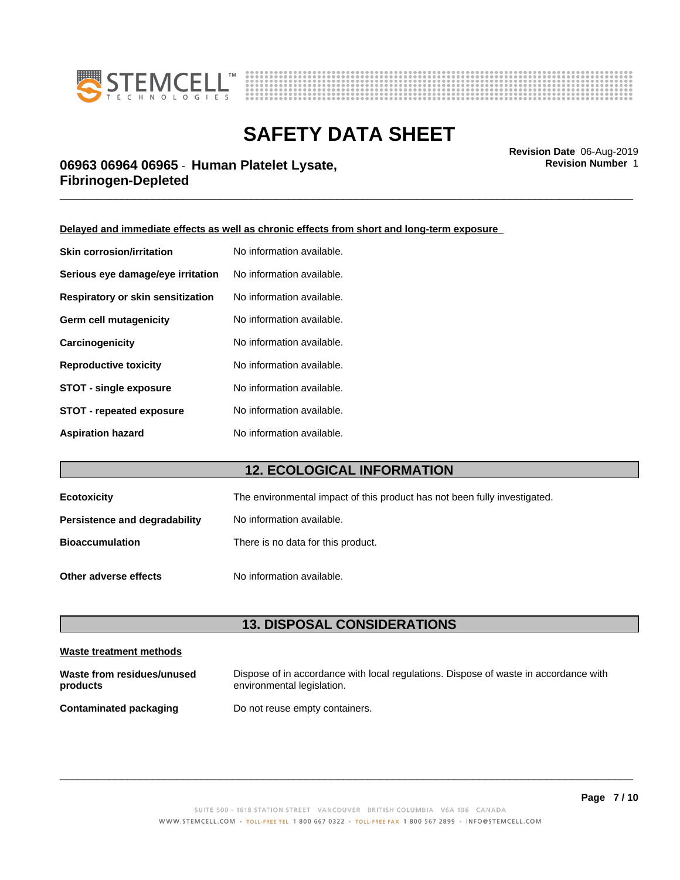**Delayed and immediate effects as well as chronic effects from short and long-term exposure**

| | |
|---|---|
| **Skin corrosion/irritation** | No information available. |
| **Serious eye damage/eye irritation** | No information available. |
| **Respiratory or skin sensitization** | No information available. |
| **Germ cell mutagenicity** | No information available. |
| **Carcinogenicity** | No information available. |
| **Reproductive toxicity** | No information available. |
| **STOT - single exposure** | No information available. |
| **STOT - repeated exposure** | No information available. |
| **Aspiration hazard** | No information available. |

## 12. ECOLOGICAL INFORMATION

| | |
|---|---|
| **Ecotoxicity** | The environmental impact of this product has not been fully investigated. |
| **Persistence and degradability** | No information available. |
| **Bioaccumulation** | There is no data for this product. |
| **Other adverse effects** | No information available. |

## 13. DISPOSAL CONSIDERATIONS

**Waste treatment methods**

| | |
|---|---|
| **Waste from residues/unused products** | Dispose of in accordance with local regulations. Dispose of waste in accordance with environmental legislation. |
| **Contaminated packaging** | Do not reuse empty containers. |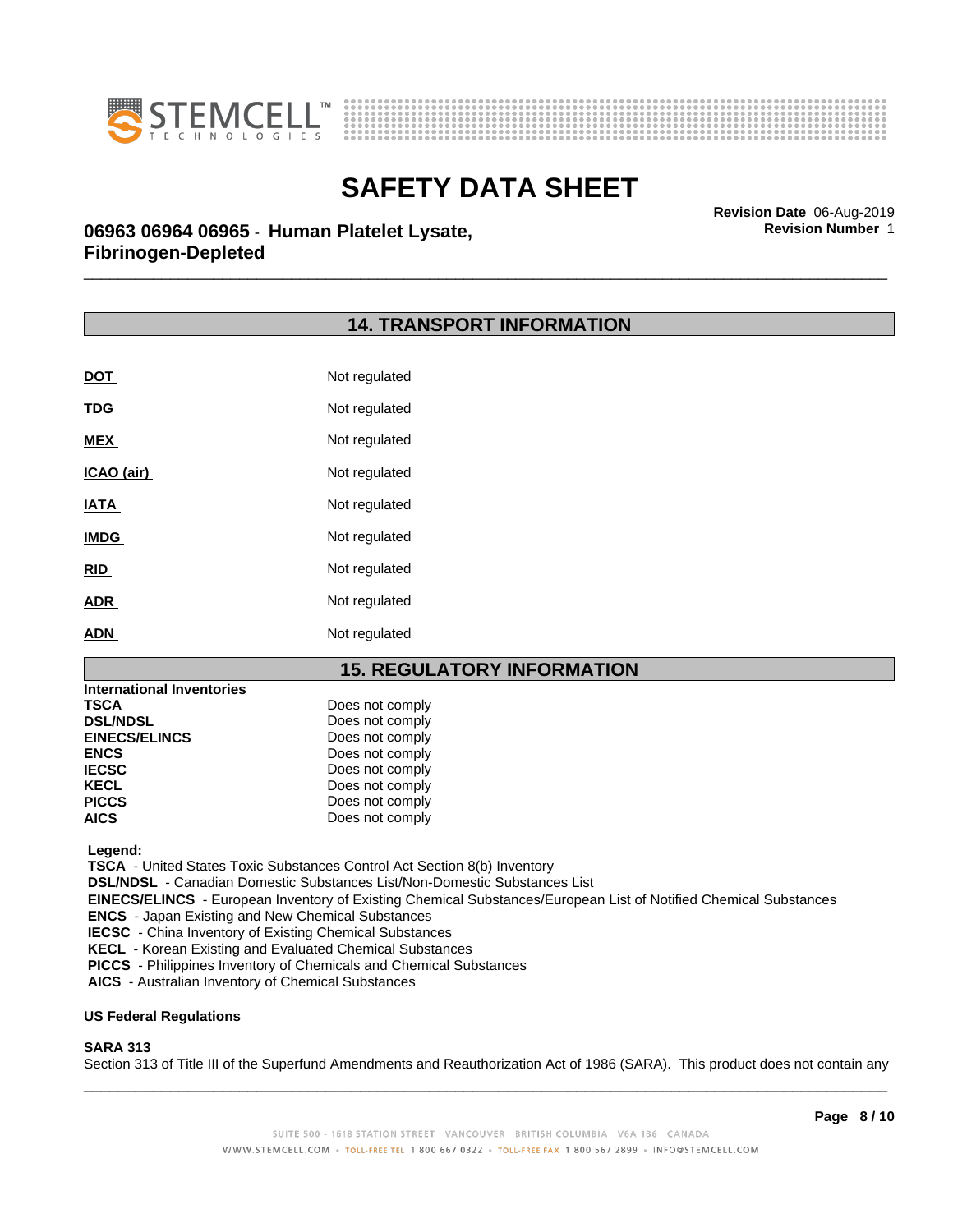## 14. TRANSPORT INFORMATION

| | |
|---|---|
| **DOT** | Not regulated |
| **TDG** | Not regulated |
| **MEX** | Not regulated |
| **ICAO (air)** | Not regulated |
| **IATA** | Not regulated |
| **IMDG** | Not regulated |
| **RID** | Not regulated |
| **ADR** | Not regulated |
| **ADN** | Not regulated |

## 15. REGULATORY INFORMATION

**International Inventories**

| | |
|---|---|
| **TSCA** | Does not comply |
| **DSL/NDSL** | Does not comply |
| **EINECS/ELINCS** | Does not comply |
| **ENCS** | Does not comply |
| **IECSC** | Does not comply |
| **KECL** | Does not comply |
| **PICCS** | Does not comply |
| **AICS** | Does not comply |

**Legend:**

**TSCA** - United States Toxic Substances Control Act Section 8(b) Inventory
**DSL/NDSL** - Canadian Domestic Substances List/Non-Domestic Substances List
**EINECS/ELINCS** - European Inventory of Existing Chemical Substances/European List of Notified Chemical Substances
**ENCS** - Japan Existing and New Chemical Substances
**IECSC** - China Inventory of Existing Chemical Substances
**KECL** - Korean Existing and Evaluated Chemical Substances
**PICCS** - Philippines Inventory of Chemicals and Chemical Substances
**AICS** - Australian Inventory of Chemical Substances

**US Federal Regulations**

**SARA 313**

Section 313 of Title III of the Superfund Amendments and Reauthorization Act of 1986 (SARA). This product does not contain any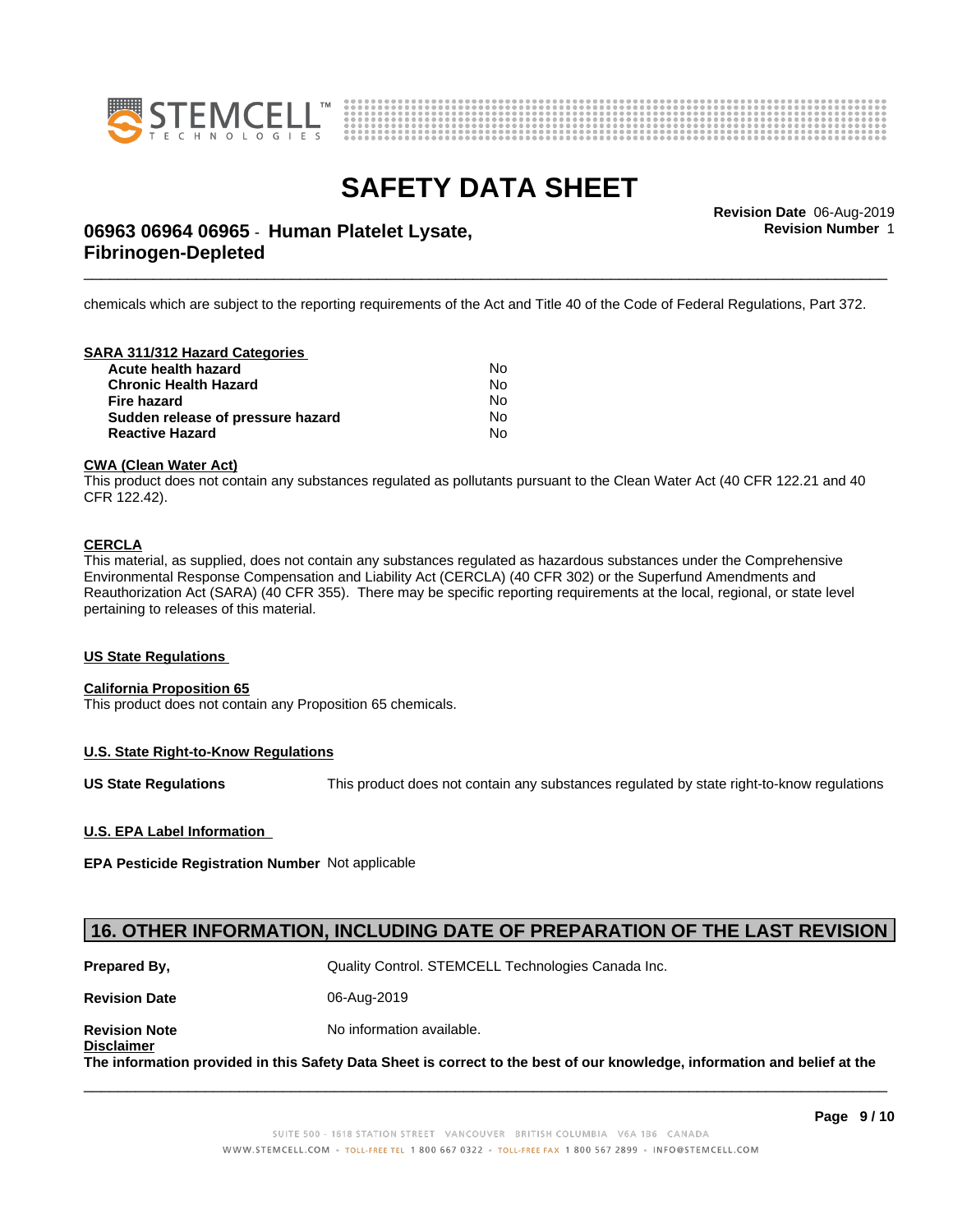chemicals which are subject to the reporting requirements of the Act and Title 40 of the Code of Federal Regulations, Part 372.

**SARA 311/312 Hazard Categories**

| | |
|---|---|
| **Acute health hazard** | No |
| **Chronic Health Hazard** | No |
| **Fire hazard** | No |
| **Sudden release of pressure hazard** | No |
| **Reactive Hazard** | No |

**CWA (Clean Water Act)**

This product does not contain any substances regulated as pollutants pursuant to the Clean Water Act (40 CFR 122.21 and 40 CFR 122.42).

**CERCLA**

This material, as supplied, does not contain any substances regulated as hazardous substances under the Comprehensive Environmental Response Compensation and Liability Act (CERCLA) (40 CFR 302) or the Superfund Amendments and Reauthorization Act (SARA) (40 CFR 355). There may be specific reporting requirements at the local, regional, or state level pertaining to releases of this material.

**US State Regulations**

**California Proposition 65**

This product does not contain any Proposition 65 chemicals.

**U.S. State Right-to-Know Regulations**

**US State Regulations** This product does not contain any substances regulated by state right-to-know regulations

**U.S. EPA Label Information**

**EPA Pesticide Registration Number** Not applicable

## 16. OTHER INFORMATION, INCLUDING DATE OF PREPARATION OF THE LAST REVISION

**Prepared By,** Quality Control. STEMCELL Technologies Canada Inc.

**Revision Date** 06-Aug-2019

**Revision Note** No information available.

**Disclaimer**

**The information provided in this Safety Data Sheet is correct to the best of our knowledge, information and belief at the**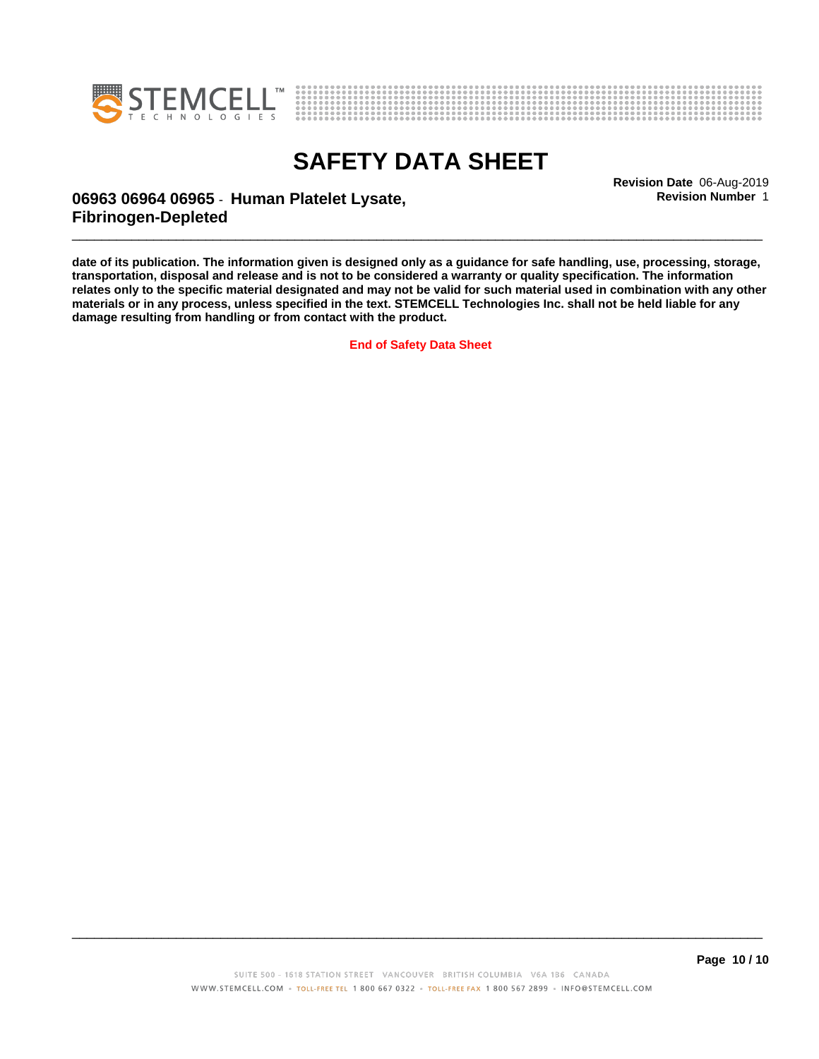**date of its publication. The information given is designed only as a guidance for safe handling, use, processing, storage, transportation, disposal and release and is not to be considered a warranty or quality specification. The information relates only to the specific material designated and may not be valid for such material used in combination with any other materials or in any process, unless specified in the text. STEMCELL Technologies Inc. shall not be held liable for any damage resulting from handling or from contact with the product.**

**End of Safety Data Sheet**